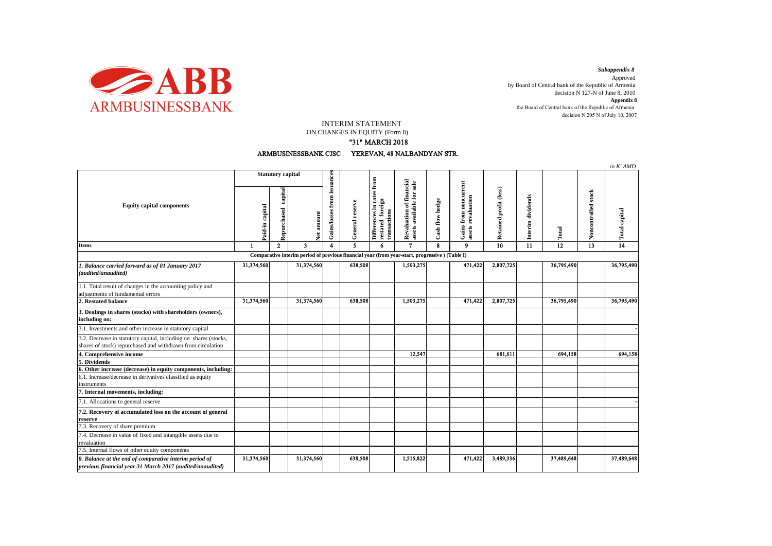ARMBUSINESSBANK

*Subappendix 8*
Approved
by Board of Central bank of the Republic of Armenia
decision N 127-N of June 8, 2010
**Appendix 8**
the Board of Central bank of the Republic of Armenia
decision N 205 N of July 10, 2007

# INTERIM STATEMENT
## ON CHANGES IN EQUITY (Form 8)
## "31" MARCH 2018

### ARMBUSINESSBANK CJSC YEREVAN, 48 NALBANDYAN STR.

*in K' AMD*

| Equity capital components | Statutory capital | | | Gains/losses from issuances | General reserve | Differences in rates from restated foreign transactions | Revaluation of financial assets available for sale | Cash flow hedge | Gains from noncurrent assets revaluation | Retained profit (loss) | Interim dividends | Total | Noncontrolled stock | Total capital |
|---|---|---|---|---|---|---|---|---|---|---|---|---|---|---|
| | Paid-in capital | Repurchased capital | Net amount | | | | | | | | | | | |
| **Items** | 1 | 2 | 3 | 4 | 5 | 6 | 7 | 8 | 9 | 10 | 11 | 12 | 13 | 14 |
| **Comparative interim period of previous financial year (from year-start, progressive ) (Table I)** | | | | | | | | | | | | | | |
| ***1. Balance carried forward as of 01 January 2017 (audited/unaudited)*** | 31,374,560 | | 31,374,560 | | 638,508 | | 1,503,275 | | 471,422 | 2,807,725 | | 36,795,490 | | 36,795,490 |
| 1.1. Total result of changes in the accounting policy and adjustments of fundamental errors | | | | | | | | | | | | | | |
| **2. Restated balance** | 31,374,560 | | 31,374,560 | | 638,508 | | 1,503,275 | | 471,422 | 2,807,725 | | 36,795,490 | | 36,795,490 |
| **3. Dealings in shares (stocks) with shareholders (owners), including on:** | | | | | | | | | | | | | | |
| 3.1. Investments and other increase in statutory capital | | | | | | | | | | | | | | - |
| 3.2. Decrease in statutory capital, including on shares (stocks, shares of stock) repurchased and withdrawn from circulation | | | | | | | | | | | | | | |
| **4. Comprehensive income** | | | | | | | 12,547 | | | 681,611 | | 694,158 | | 694,158 |
| **5. Dividends** | | | | | | | | | | | | | | |
| **6. Other increase (decrease) in equity components, including:** | | | | | | | | | | | | | | |
| 6.1. Increase/decrease in derivatives classified as equity instruments | | | | | | | | | | | | | | |
| **7. Internal movements, including:** | | | | | | | | | | | | | | |
| 7.1. Allocations to general reserve | | | | | | | | | | | | | | - |
| **7.2. Recovery of accumulated loss on the account of general reserve** | | | | | | | | | | | | | | |
| 7.3. Recovery of share premium | | | | | | | | | | | | | | |
| 7.4. Decrease in value of fixed and intangible assets due to revaluation | | | | | | | | | | | | | | |
| 7.5. Internal flows of other equity components | | | | | | | | | | | | | | |
| ***8. Balance at the end of comparative interim period of previous financial year 31 March 2017 (audited/anaudited)*** | 31,374,560 | | 31,374,560 | | 638,508 | | 1,515,822 | | 471,422 | 3,489,336 | | 37,489,648 | | 37,489,648 |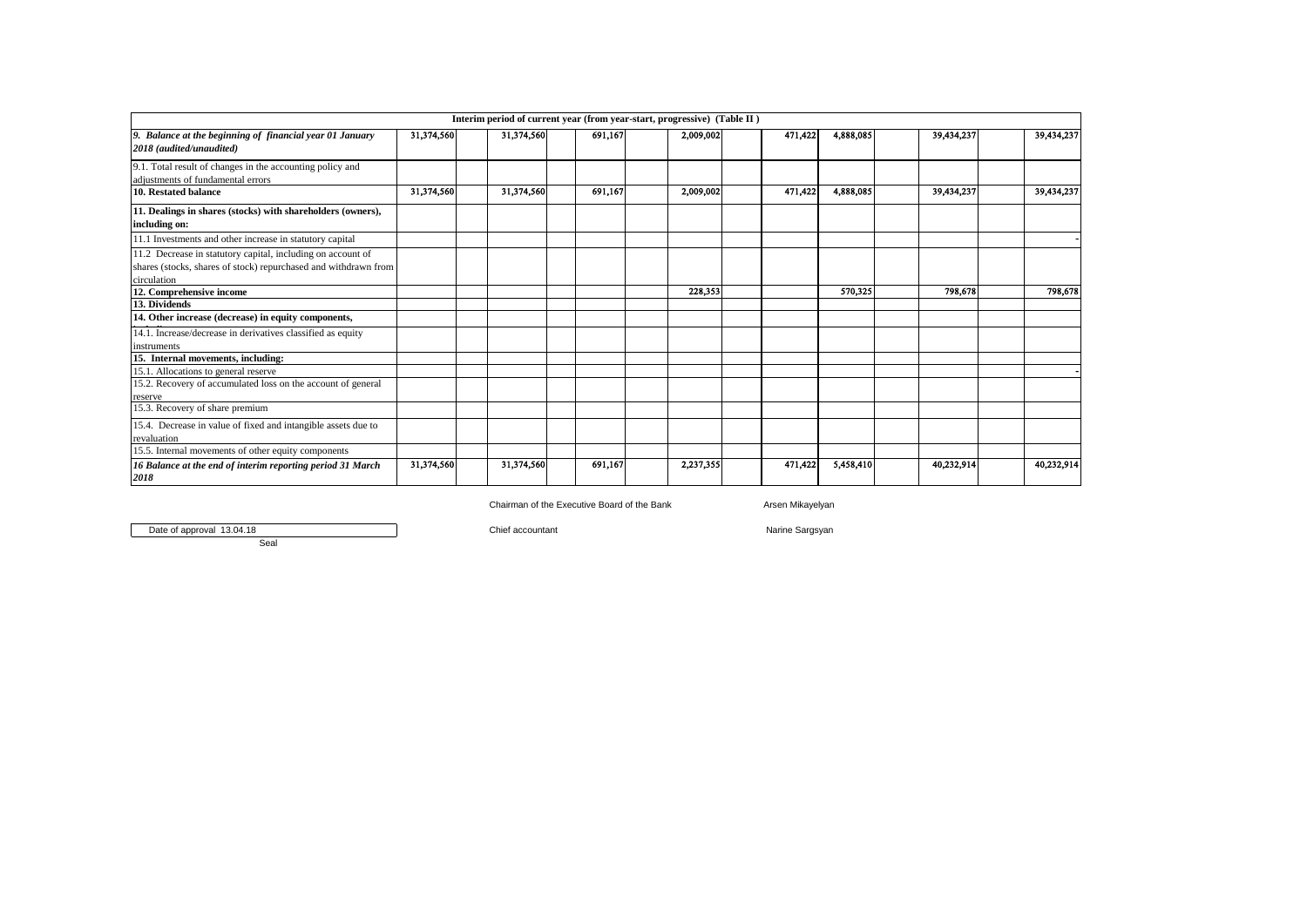| Interim period of current year (from year-start, progressive) (Table II ) | | | | | | | | | | | | | | |
|---|---|---|---|---|---|---|---|---|---|---|---|---|---|---|
| *9. Balance at the beginning of financial year 01 January 2018 (audited/unaudited)* | 31,374,560 | | 31,374,560 | | 691,167 | | 2,009,002 | | 471,422 | 4,888,085 | | 39,434,237 | | 39,434,237 |
| 9.1. Total result of changes in the accounting policy and adjustments of fundamental errors | | | | | | | | | | | | | | |
| **10. Restated balance** | 31,374,560 | | 31,374,560 | | 691,167 | | 2,009,002 | | 471,422 | 4,888,085 | | 39,434,237 | | 39,434,237 |
| **11. Dealings in shares (stocks) with shareholders (owners), including on:** | | | | | | | | | | | | | | |
| 11.1 Investments and other increase in statutory capital | | | | | | | | | | | | | | - |
| 11.2 Decrease in statutory capital, including on account of shares (stocks, shares of stock) repurchased and withdrawn from circulation | | | | | | | | | | | | | | |
| **12. Comprehensive income** | | | | | | | 228,353 | | | 570,325 | | 798,678 | | 798,678 |
| **13. Dividends** | | | | | | | | | | | | | | |
| **14. Other increase (decrease) in equity components,** | | | | | | | | | | | | | | |
| 14.1. Increase/decrease in derivatives classified as equity instruments | | | | | | | | | | | | | | |
| **15. Internal movements, including:** | | | | | | | | | | | | | | |
| 15.1. Allocations to general reserve | | | | | | | | | | | | | | - |
| 15.2. Recovery of accumulated loss on the account of general reserve | | | | | | | | | | | | | | |
| 15.3. Recovery of share premium | | | | | | | | | | | | | | |
| 15.4. Decrease in value of fixed and intangible assets due to revaluation | | | | | | | | | | | | | | |
| 15.5. Internal movements of other equity components | | | | | | | | | | | | | | |
| ***16 Balance at the end of interim reporting period 31 March 2018*** | 31,374,560 | | 31,374,560 | | 691,167 | | 2,237,355 | | 471,422 | 5,458,410 | | 40,232,914 | | 40,232,914 |

Chairman of the Executive Board of the Bank Arsen Mikayelyan

Date of approval 13.04.18

Chief accountant Narine Sargsyan

Seal